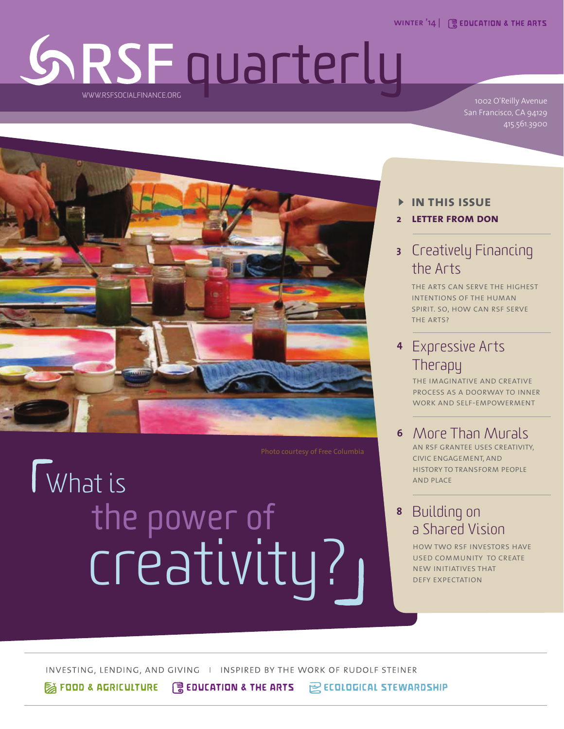WINTER '14 | EDUCATION & THE ARTS

# RSF quarterly

WWW.RSFSOCIALFINANCE.ORG

1002 O'Reilly Avenue
San Francisco, CA 94129
415.561.3900

Photo courtesy of Free Columbia

## What is the power of creativity?

### IN THIS ISSUE

**2 LETTER FROM DON**

**3 Creatively Financing the Arts**

THE ARTS CAN SERVE THE HIGHEST INTENTIONS OF THE HUMAN SPIRIT. SO, HOW CAN RSF SERVE THE ARTS?

**4 Expressive Arts Therapy**

THE IMAGINATIVE AND CREATIVE PROCESS AS A DOORWAY TO INNER WORK AND SELF-EMPOWERMENT

**6 More Than Murals**

AN RSF GRANTEE USES CREATIVITY, CIVIC ENGAGEMENT, AND HISTORY TO TRANSFORM PEOPLE AND PLACE

**8 Building on a Shared Vision**

HOW TWO RSF INVESTORS HAVE USED COMMUNITY TO CREATE NEW INITIATIVES THAT DEFY EXPECTATION

INVESTING, LENDING, AND GIVING | INSPIRED BY THE WORK OF RUDOLF STEINER

FOOD & AGRICULTURE | EDUCATION & THE ARTS | ECOLOGICAL STEWARDSHIP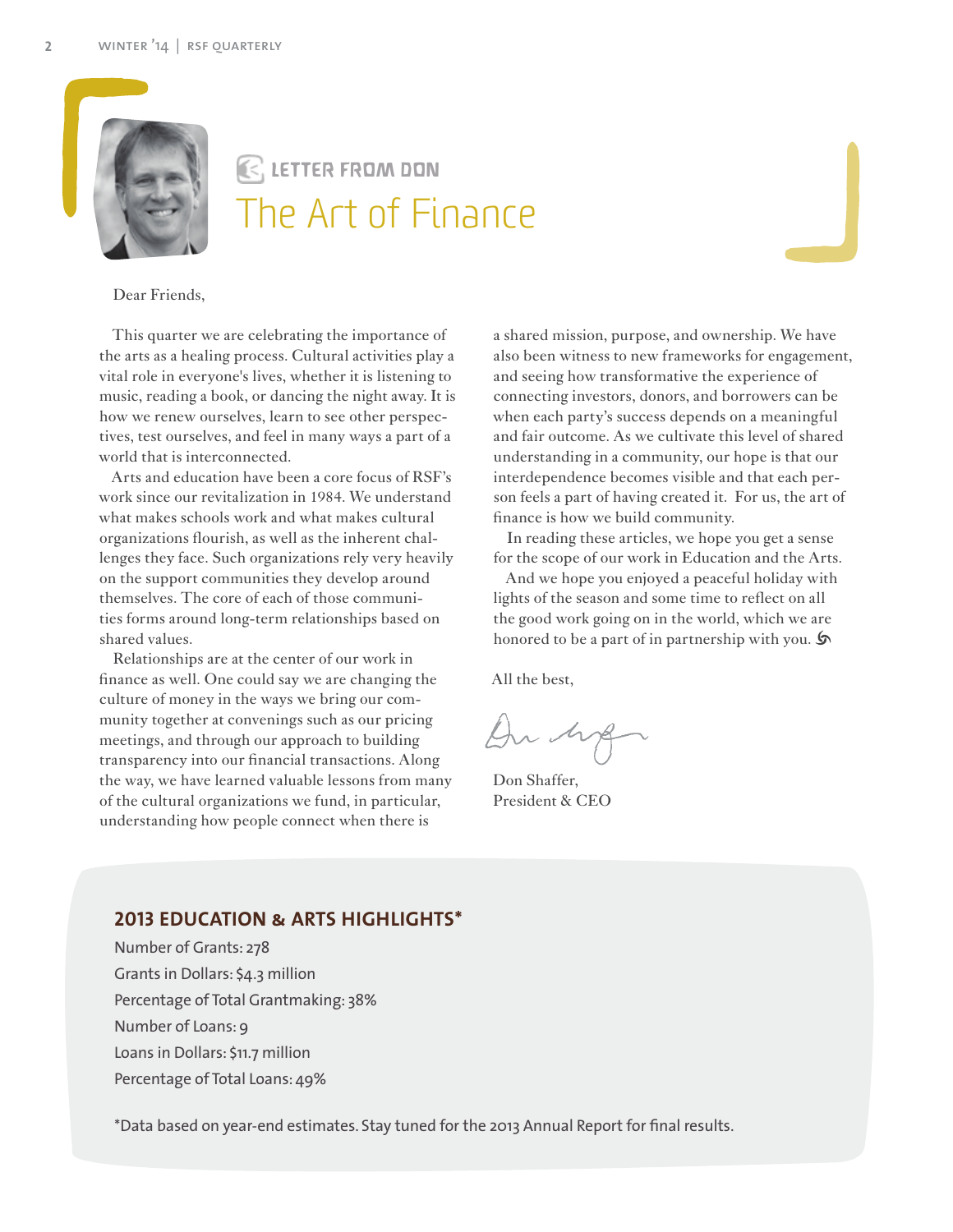LETTER FROM DON

# The Art of Finance

Dear Friends,

This quarter we are celebrating the importance of the arts as a healing process. Cultural activities play a vital role in everyone's lives, whether it is listening to music, reading a book, or dancing the night away. It is how we renew ourselves, learn to see other perspectives, test ourselves, and feel in many ways a part of a world that is interconnected.

Arts and education have been a core focus of RSF's work since our revitalization in 1984. We understand what makes schools work and what makes cultural organizations flourish, as well as the inherent challenges they face. Such organizations rely very heavily on the support communities they develop around themselves. The core of each of those communities forms around long-term relationships based on shared values.

Relationships are at the center of our work in finance as well. One could say we are changing the culture of money in the ways we bring our community together at convenings such as our pricing meetings, and through our approach to building transparency into our financial transactions. Along the way, we have learned valuable lessons from many of the cultural organizations we fund, in particular, understanding how people connect when there is a shared mission, purpose, and ownership. We have also been witness to new frameworks for engagement, and seeing how transformative the experience of connecting investors, donors, and borrowers can be when each party's success depends on a meaningful and fair outcome. As we cultivate this level of shared understanding in a community, our hope is that our interdependence becomes visible and that each person feels a part of having created it. For us, the art of finance is how we build community.

In reading these articles, we hope you get a sense for the scope of our work in Education and the Arts.

And we hope you enjoyed a peaceful holiday with lights of the season and some time to reflect on all the good work going on in the world, which we are honored to be a part of in partnership with you.

All the best,

Don Shaffer,
President & CEO

## 2013 EDUCATION & ARTS HIGHLIGHTS*

Number of Grants: 278
Grants in Dollars: $4.3 million
Percentage of Total Grantmaking: 38%
Number of Loans: 9
Loans in Dollars: $11.7 million
Percentage of Total Loans: 49%

*Data based on year-end estimates. Stay tuned for the 2013 Annual Report for final results.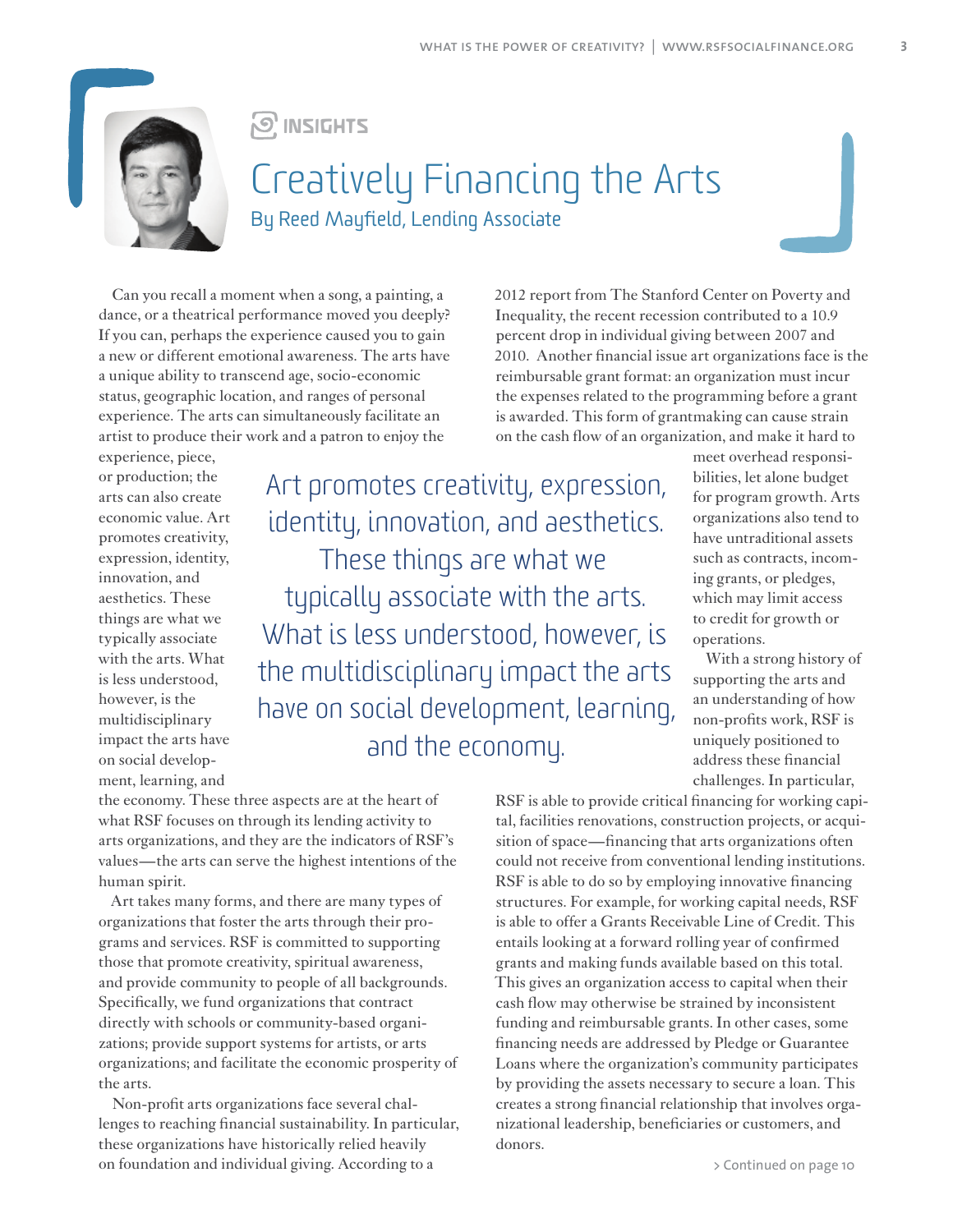INSIGHTS

# Creatively Financing the Arts

## By Reed Mayfield, Lending Associate

Can you recall a moment when a song, a painting, a dance, or a theatrical performance moved you deeply? If you can, perhaps the experience caused you to gain a new or different emotional awareness. The arts have a unique ability to transcend age, socio-economic status, geographic location, and ranges of personal experience. The arts can simultaneously facilitate an artist to produce their work and a patron to enjoy the experience, piece, or production; the arts can also create economic value. Art promotes creativity, expression, identity, innovation, and aesthetics. These things are what we typically associate with the arts. What is less understood, however, is the multidisciplinary impact the arts have on social development, learning, and the economy. These three aspects are at the heart of what RSF focuses on through its lending activity to arts organizations, and they are the indicators of RSF's values—the arts can serve the highest intentions of the human spirit.

> Art promotes creativity, expression, identity, innovation, and aesthetics. These things are what we typically associate with the arts. What is less understood, however, is the multidisciplinary impact the arts have on social development, learning, and the economy.

Art takes many forms, and there are many types of organizations that foster the arts through their programs and services. RSF is committed to supporting those that promote creativity, spiritual awareness, and provide community to people of all backgrounds. Specifically, we fund organizations that contract directly with schools or community-based organizations; provide support systems for artists, or arts organizations; and facilitate the economic prosperity of the arts.

Non-profit arts organizations face several challenges to reaching financial sustainability. In particular, these organizations have historically relied heavily on foundation and individual giving. According to a 2012 report from The Stanford Center on Poverty and Inequality, the recent recession contributed to a 10.9 percent drop in individual giving between 2007 and 2010. Another financial issue art organizations face is the reimbursable grant format: an organization must incur the expenses related to the programming before a grant is awarded. This form of grantmaking can cause strain on the cash flow of an organization, and make it hard to meet overhead responsibilities, let alone budget for program growth. Arts organizations also tend to have untraditional assets such as contracts, incoming grants, or pledges, which may limit access to credit for growth or operations.

With a strong history of supporting the arts and an understanding of how non-profits work, RSF is uniquely positioned to address these financial challenges. In particular, RSF is able to provide critical financing for working capital, facilities renovations, construction projects, or acquisition of space—financing that arts organizations often could not receive from conventional lending institutions. RSF is able to do so by employing innovative financing structures. For example, for working capital needs, RSF is able to offer a Grants Receivable Line of Credit. This entails looking at a forward rolling year of confirmed grants and making funds available based on this total. This gives an organization access to capital when their cash flow may otherwise be strained by inconsistent funding and reimbursable grants. In other cases, some financing needs are addressed by Pledge or Guarantee Loans where the organization's community participates by providing the assets necessary to secure a loan. This creates a strong financial relationship that involves organizational leadership, beneficiaries or customers, and donors.

> Continued on page 10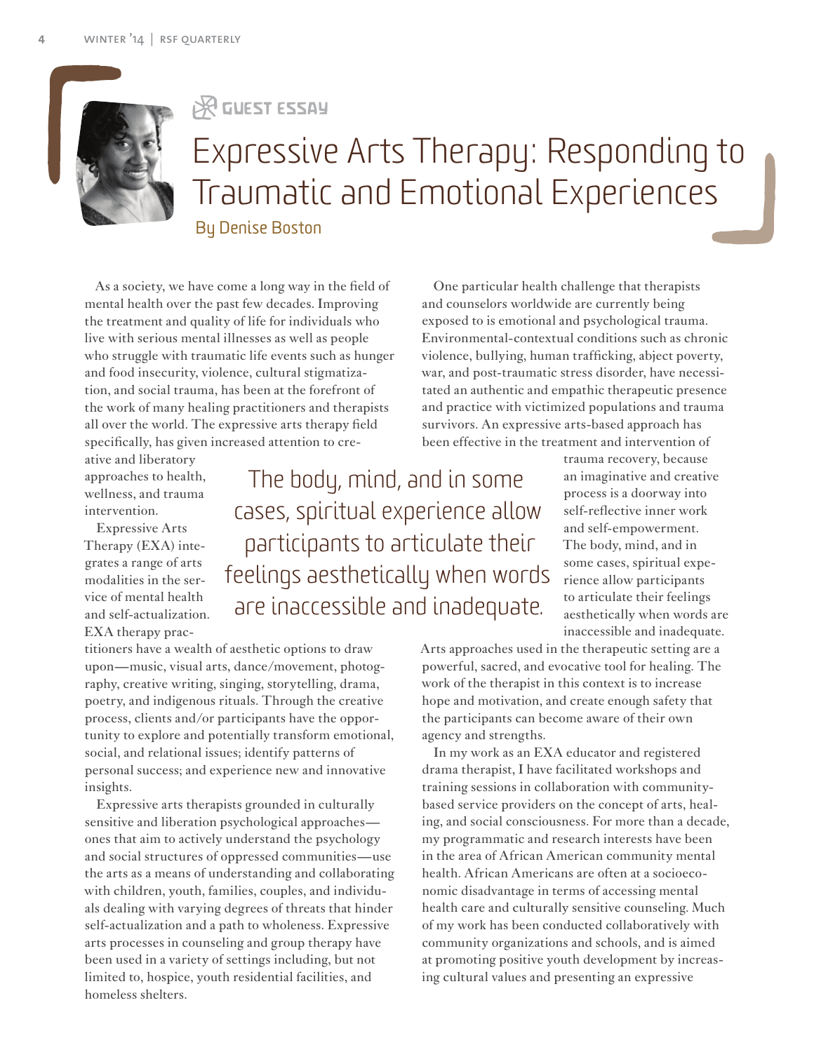GUEST ESSAY

# Expressive Arts Therapy: Responding to Traumatic and Emotional Experiences

By Denise Boston

As a society, we have come a long way in the field of mental health over the past few decades. Improving the treatment and quality of life for individuals who live with serious mental illnesses as well as people who struggle with traumatic life events such as hunger and food insecurity, violence, cultural stigmatization, and social trauma, has been at the forefront of the work of many healing practitioners and therapists all over the world. The expressive arts therapy field specifically, has given increased attention to creative and liberatory approaches to health, wellness, and trauma intervention.

Expressive Arts Therapy (EXA) integrates a range of arts modalities in the service of mental health and self-actualization. EXA therapy practitioners have a wealth of aesthetic options to draw upon—music, visual arts, dance/movement, photography, creative writing, singing, storytelling, drama, poetry, and indigenous rituals. Through the creative process, clients and/or participants have the opportunity to explore and potentially transform emotional, social, and relational issues; identify patterns of personal success; and experience new and innovative insights.

Expressive arts therapists grounded in culturally sensitive and liberation psychological approaches—ones that aim to actively understand the psychology and social structures of oppressed communities—use the arts as a means of understanding and collaborating with children, youth, families, couples, and individuals dealing with varying degrees of threats that hinder self-actualization and a path to wholeness. Expressive arts processes in counseling and group therapy have been used in a variety of settings including, but not limited to, hospice, youth residential facilities, and homeless shelters.

> The body, mind, and in some cases, spiritual experience allow participants to articulate their feelings aesthetically when words are inaccessible and inadequate.

One particular health challenge that therapists and counselors worldwide are currently being exposed to is emotional and psychological trauma. Environmental-contextual conditions such as chronic violence, bullying, human trafficking, abject poverty, war, and post-traumatic stress disorder, have necessitated an authentic and empathic therapeutic presence and practice with victimized populations and trauma survivors. An expressive arts-based approach has been effective in the treatment and intervention of trauma recovery, because an imaginative and creative process is a doorway into self-reflective inner work and self-empowerment. The body, mind, and in some cases, spiritual experience allow participants to articulate their feelings aesthetically when words are inaccessible and inadequate. Arts approaches used in the therapeutic setting are a powerful, sacred, and evocative tool for healing. The work of the therapist in this context is to increase hope and motivation, and create enough safety that the participants can become aware of their own agency and strengths.

In my work as an EXA educator and registered drama therapist, I have facilitated workshops and training sessions in collaboration with community-based service providers on the concept of arts, healing, and social consciousness. For more than a decade, my programmatic and research interests have been in the area of African American community mental health. African Americans are often at a socioeconomic disadvantage in terms of accessing mental health care and culturally sensitive counseling. Much of my work has been conducted collaboratively with community organizations and schools, and is aimed at promoting positive youth development by increasing cultural values and presenting an expressive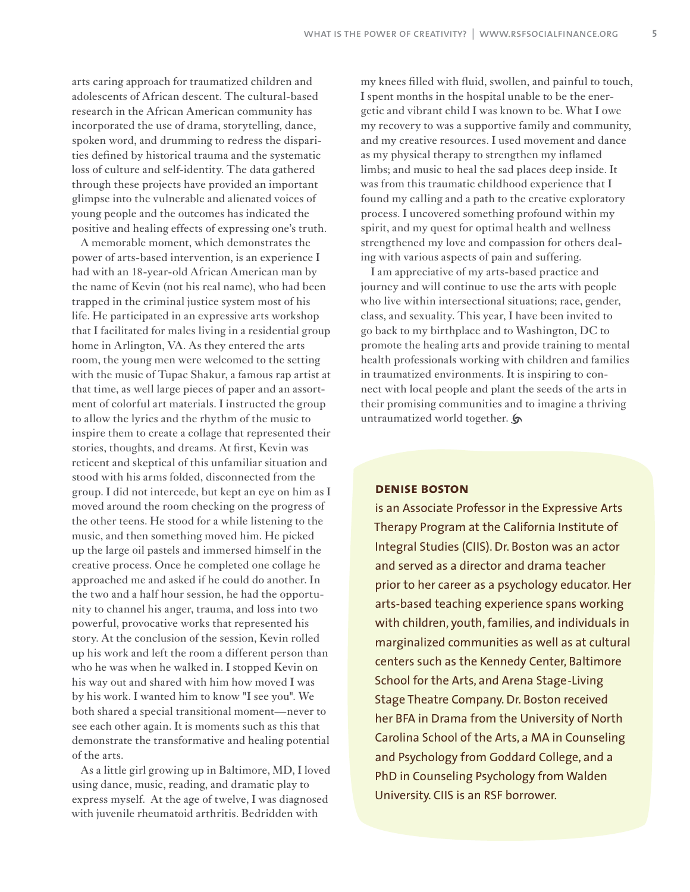arts caring approach for traumatized children and adolescents of African descent. The cultural-based research in the African American community has incorporated the use of drama, storytelling, dance, spoken word, and drumming to redress the disparities defined by historical trauma and the systematic loss of culture and self-identity. The data gathered through these projects have provided an important glimpse into the vulnerable and alienated voices of young people and the outcomes has indicated the positive and healing effects of expressing one's truth.

A memorable moment, which demonstrates the power of arts-based intervention, is an experience I had with an 18-year-old African American man by the name of Kevin (not his real name), who had been trapped in the criminal justice system most of his life. He participated in an expressive arts workshop that I facilitated for males living in a residential group home in Arlington, VA. As they entered the arts room, the young men were welcomed to the setting with the music of Tupac Shakur, a famous rap artist at that time, as well large pieces of paper and an assortment of colorful art materials. I instructed the group to allow the lyrics and the rhythm of the music to inspire them to create a collage that represented their stories, thoughts, and dreams. At first, Kevin was reticent and skeptical of this unfamiliar situation and stood with his arms folded, disconnected from the group. I did not intercede, but kept an eye on him as I moved around the room checking on the progress of the other teens. He stood for a while listening to the music, and then something moved him. He picked up the large oil pastels and immersed himself in the creative process. Once he completed one collage he approached me and asked if he could do another. In the two and a half hour session, he had the opportunity to channel his anger, trauma, and loss into two powerful, provocative works that represented his story. At the conclusion of the session, Kevin rolled up his work and left the room a different person than who he was when he walked in. I stopped Kevin on his way out and shared with him how moved I was by his work. I wanted him to know "I see you". We both shared a special transitional moment—never to see each other again. It is moments such as this that demonstrate the transformative and healing potential of the arts.

As a little girl growing up in Baltimore, MD, I loved using dance, music, reading, and dramatic play to express myself. At the age of twelve, I was diagnosed with juvenile rheumatoid arthritis. Bedridden with my knees filled with fluid, swollen, and painful to touch, I spent months in the hospital unable to be the energetic and vibrant child I was known to be. What I owe my recovery to was a supportive family and community, and my creative resources. I used movement and dance as my physical therapy to strengthen my inflamed limbs; and music to heal the sad places deep inside. It was from this traumatic childhood experience that I found my calling and a path to the creative exploratory process. I uncovered something profound within my spirit, and my quest for optimal health and wellness strengthened my love and compassion for others dealing with various aspects of pain and suffering.

I am appreciative of my arts-based practice and journey and will continue to use the arts with people who live within intersectional situations; race, gender, class, and sexuality. This year, I have been invited to go back to my birthplace and to Washington, DC to promote the healing arts and provide training to mental health professionals working with children and families in traumatized environments. It is inspiring to connect with local people and plant the seeds of the arts in their promising communities and to imagine a thriving untraumatized world together.

**DENISE BOSTON**

is an Associate Professor in the Expressive Arts Therapy Program at the California Institute of Integral Studies (CIIS). Dr. Boston was an actor and served as a director and drama teacher prior to her career as a psychology educator. Her arts-based teaching experience spans working with children, youth, families, and individuals in marginalized communities as well as at cultural centers such as the Kennedy Center, Baltimore School for the Arts, and Arena Stage-Living Stage Theatre Company. Dr. Boston received her BFA in Drama from the University of North Carolina School of the Arts, a MA in Counseling and Psychology from Goddard College, and a PhD in Counseling Psychology from Walden University. CIIS is an RSF borrower.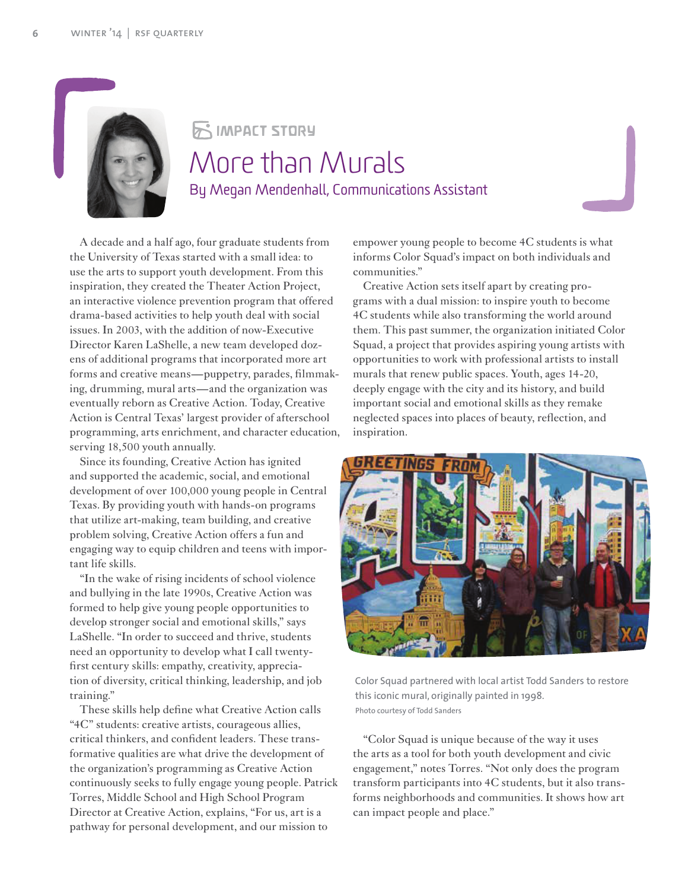IMPACT STORY

# More than Murals

By Megan Mendenhall, Communications Assistant

A decade and a half ago, four graduate students from the University of Texas started with a small idea: to use the arts to support youth development. From this inspiration, they created the Theater Action Project, an interactive violence prevention program that offered drama-based activities to help youth deal with social issues. In 2003, with the addition of now-Executive Director Karen LaShelle, a new team developed dozens of additional programs that incorporated more art forms and creative means—puppetry, parades, filmmaking, drumming, mural arts—and the organization was eventually reborn as Creative Action. Today, Creative Action is Central Texas' largest provider of afterschool programming, arts enrichment, and character education, serving 18,500 youth annually.

Since its founding, Creative Action has ignited and supported the academic, social, and emotional development of over 100,000 young people in Central Texas. By providing youth with hands-on programs that utilize art-making, team building, and creative problem solving, Creative Action offers a fun and engaging way to equip children and teens with important life skills.

"In the wake of rising incidents of school violence and bullying in the late 1990s, Creative Action was formed to help give young people opportunities to develop stronger social and emotional skills," says LaShelle. "In order to succeed and thrive, students need an opportunity to develop what I call twenty-first century skills: empathy, creativity, appreciation of diversity, critical thinking, leadership, and job training."

These skills help define what Creative Action calls "4C" students: creative artists, courageous allies, critical thinkers, and confident leaders. These transformative qualities are what drive the development of the organization's programming as Creative Action continuously seeks to fully engage young people. Patrick Torres, Middle School and High School Program Director at Creative Action, explains, "For us, art is a pathway for personal development, and our mission to empower young people to become 4C students is what informs Color Squad's impact on both individuals and communities."

Creative Action sets itself apart by creating programs with a dual mission: to inspire youth to become 4C students while also transforming the world around them. This past summer, the organization initiated Color Squad, a project that provides aspiring young artists with opportunities to work with professional artists to install murals that renew public spaces. Youth, ages 14-20, deeply engage with the city and its history, and build important social and emotional skills as they remake neglected spaces into places of beauty, reflection, and inspiration.

Color Squad partnered with local artist Todd Sanders to restore this iconic mural, originally painted in 1998.
Photo courtesy of Todd Sanders

"Color Squad is unique because of the way it uses the arts as a tool for both youth development and civic engagement," notes Torres. "Not only does the program transform participants into 4C students, but it also transforms neighborhoods and communities. It shows how art can impact people and place."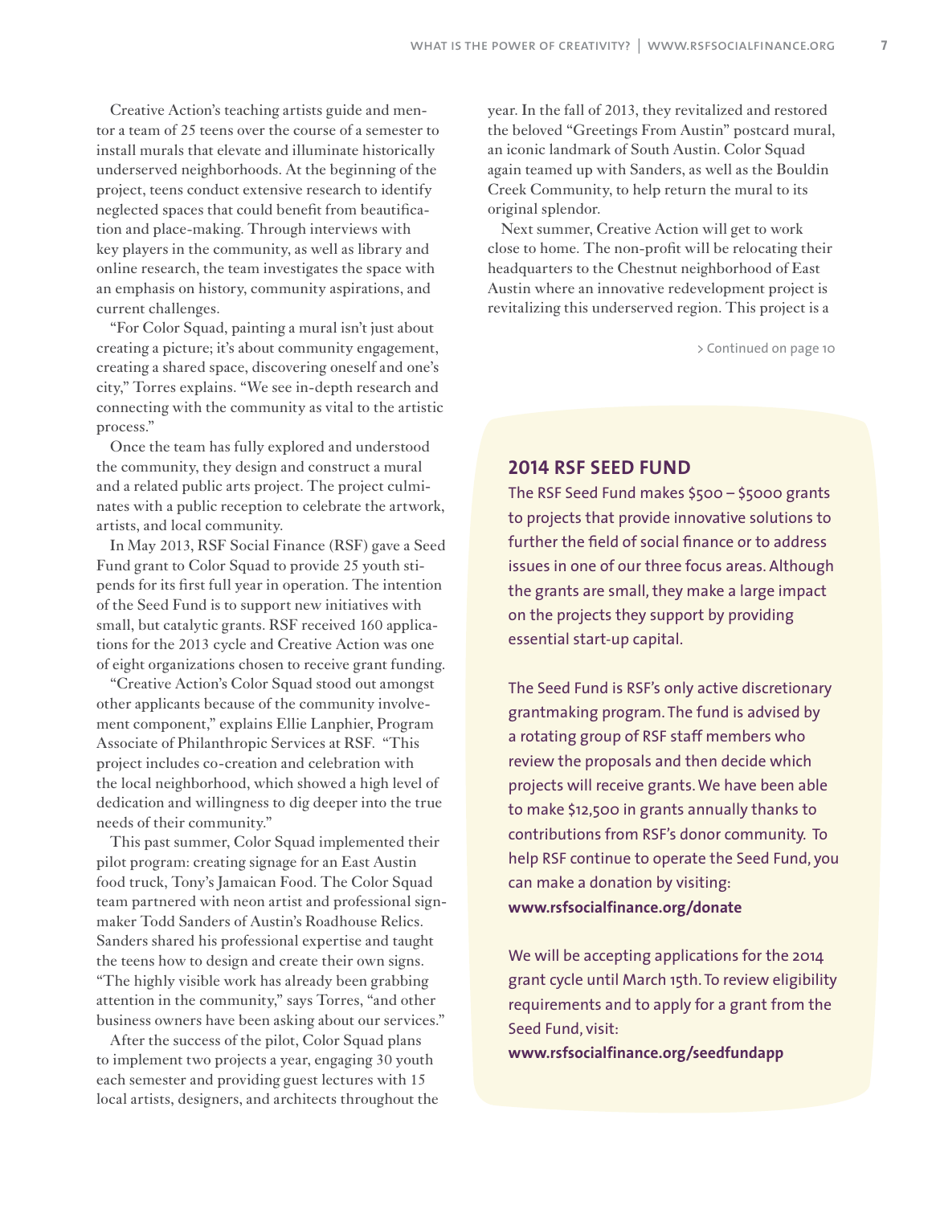Creative Action's teaching artists guide and mentor a team of 25 teens over the course of a semester to install murals that elevate and illuminate historically underserved neighborhoods. At the beginning of the project, teens conduct extensive research to identify neglected spaces that could benefit from beautification and place-making. Through interviews with key players in the community, as well as library and online research, the team investigates the space with an emphasis on history, community aspirations, and current challenges.

"For Color Squad, painting a mural isn't just about creating a picture; it's about community engagement, creating a shared space, discovering oneself and one's city," Torres explains. "We see in-depth research and connecting with the community as vital to the artistic process."

Once the team has fully explored and understood the community, they design and construct a mural and a related public arts project. The project culminates with a public reception to celebrate the artwork, artists, and local community.

In May 2013, RSF Social Finance (RSF) gave a Seed Fund grant to Color Squad to provide 25 youth stipends for its first full year in operation. The intention of the Seed Fund is to support new initiatives with small, but catalytic grants. RSF received 160 applications for the 2013 cycle and Creative Action was one of eight organizations chosen to receive grant funding.

"Creative Action's Color Squad stood out amongst other applicants because of the community involvement component," explains Ellie Lanphier, Program Associate of Philanthropic Services at RSF. "This project includes co-creation and celebration with the local neighborhood, which showed a high level of dedication and willingness to dig deeper into the true needs of their community."

This past summer, Color Squad implemented their pilot program: creating signage for an East Austin food truck, Tony's Jamaican Food. The Color Squad team partnered with neon artist and professional signmaker Todd Sanders of Austin's Roadhouse Relics. Sanders shared his professional expertise and taught the teens how to design and create their own signs. "The highly visible work has already been grabbing attention in the community," says Torres, "and other business owners have been asking about our services."

After the success of the pilot, Color Squad plans to implement two projects a year, engaging 30 youth each semester and providing guest lectures with 15 local artists, designers, and architects throughout the year. In the fall of 2013, they revitalized and restored the beloved "Greetings From Austin" postcard mural, an iconic landmark of South Austin. Color Squad again teamed up with Sanders, as well as the Bouldin Creek Community, to help return the mural to its original splendor.

Next summer, Creative Action will get to work close to home. The non-profit will be relocating their headquarters to the Chestnut neighborhood of East Austin where an innovative redevelopment project is revitalizing this underserved region. This project is a

> Continued on page 10

## 2014 RSF SEED FUND

The RSF Seed Fund makes $500 – $5000 grants to projects that provide innovative solutions to further the field of social finance or to address issues in one of our three focus areas. Although the grants are small, they make a large impact on the projects they support by providing essential start-up capital.

The Seed Fund is RSF's only active discretionary grantmaking program. The fund is advised by a rotating group of RSF staff members who review the proposals and then decide which projects will receive grants. We have been able to make $12,500 in grants annually thanks to contributions from RSF's donor community. To help RSF continue to operate the Seed Fund, you can make a donation by visiting: **www.rsfsocialfinance.org/donate**

We will be accepting applications for the 2014 grant cycle until March 15th. To review eligibility requirements and to apply for a grant from the Seed Fund, visit: **www.rsfsocialfinance.org/seedfundapp**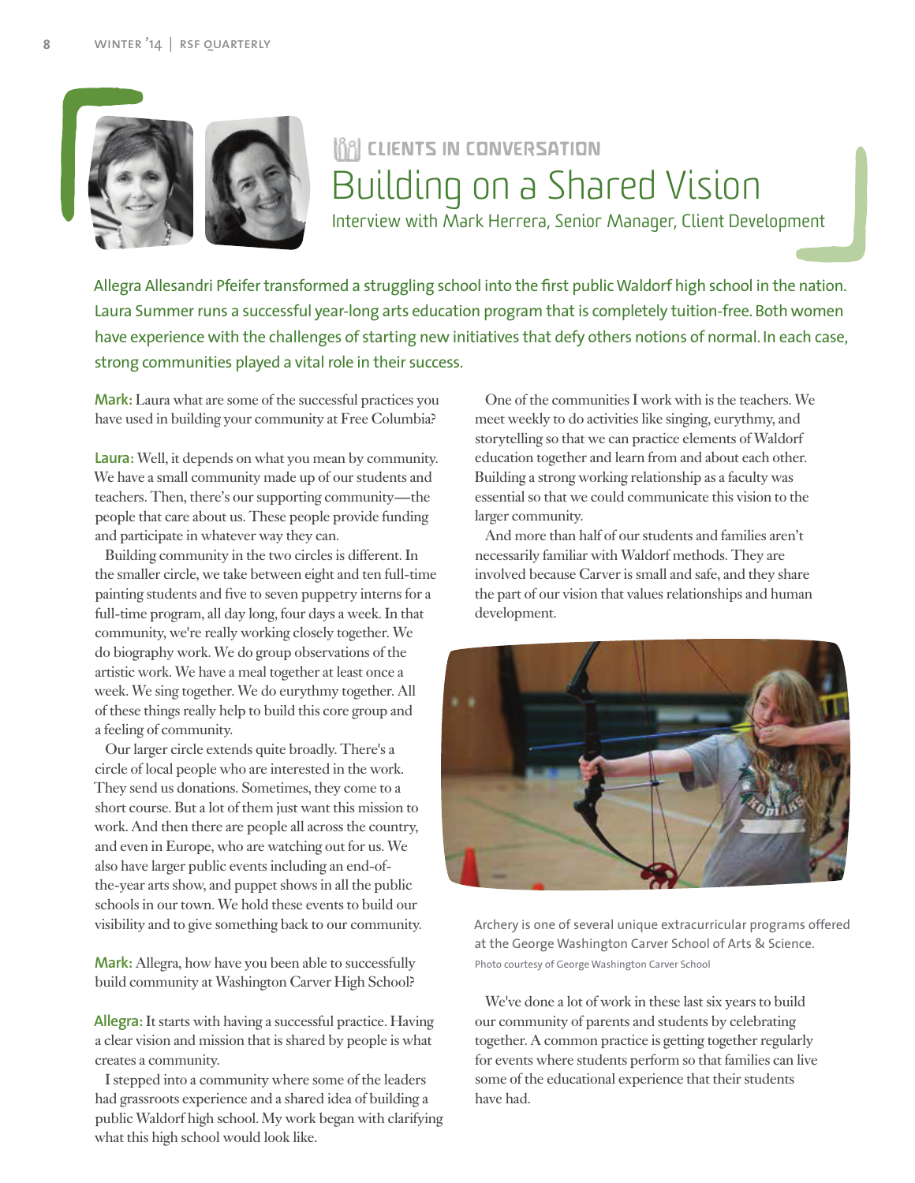CLIENTS IN CONVERSATION

# Building on a Shared Vision

## Interview with Mark Herrera, Senior Manager, Client Development

Allegra Allesandri Pfeifer transformed a struggling school into the first public Waldorf high school in the nation. Laura Summer runs a successful year-long arts education program that is completely tuition-free. Both women have experience with the challenges of starting new initiatives that defy others notions of normal. In each case, strong communities played a vital role in their success.

**Mark:** Laura what are some of the successful practices you have used in building your community at Free Columbia?

**Laura:** Well, it depends on what you mean by community. We have a small community made up of our students and teachers. Then, there's our supporting community—the people that care about us. These people provide funding and participate in whatever way they can.

Building community in the two circles is different. In the smaller circle, we take between eight and ten full-time painting students and five to seven puppetry interns for a full-time program, all day long, four days a week. In that community, we're really working closely together. We do biography work. We do group observations of the artistic work. We have a meal together at least once a week. We sing together. We do eurythmy together. All of these things really help to build this core group and a feeling of community.

Our larger circle extends quite broadly. There's a circle of local people who are interested in the work. They send us donations. Sometimes, they come to a short course. But a lot of them just want this mission to work. And then there are people all across the country, and even in Europe, who are watching out for us. We also have larger public events including an end-of-the-year arts show, and puppet shows in all the public schools in our town. We hold these events to build our visibility and to give something back to our community.

**Mark:** Allegra, how have you been able to successfully build community at Washington Carver High School?

**Allegra:** It starts with having a successful practice. Having a clear vision and mission that is shared by people is what creates a community.

I stepped into a community where some of the leaders had grassroots experience and a shared idea of building a public Waldorf high school. My work began with clarifying what this high school would look like.

One of the communities I work with is the teachers. We meet weekly to do activities like singing, eurythmy, and storytelling so that we can practice elements of Waldorf education together and learn from and about each other. Building a strong working relationship as a faculty was essential so that we could communicate this vision to the larger community.

And more than half of our students and families aren't necessarily familiar with Waldorf methods. They are involved because Carver is small and safe, and they share the part of our vision that values relationships and human development.

Archery is one of several unique extracurricular programs offered at the George Washington Carver School of Arts & Science.
Photo courtesy of George Washington Carver School

We've done a lot of work in these last six years to build our community of parents and students by celebrating together. A common practice is getting together regularly for events where students perform so that families can live some of the educational experience that their students have had.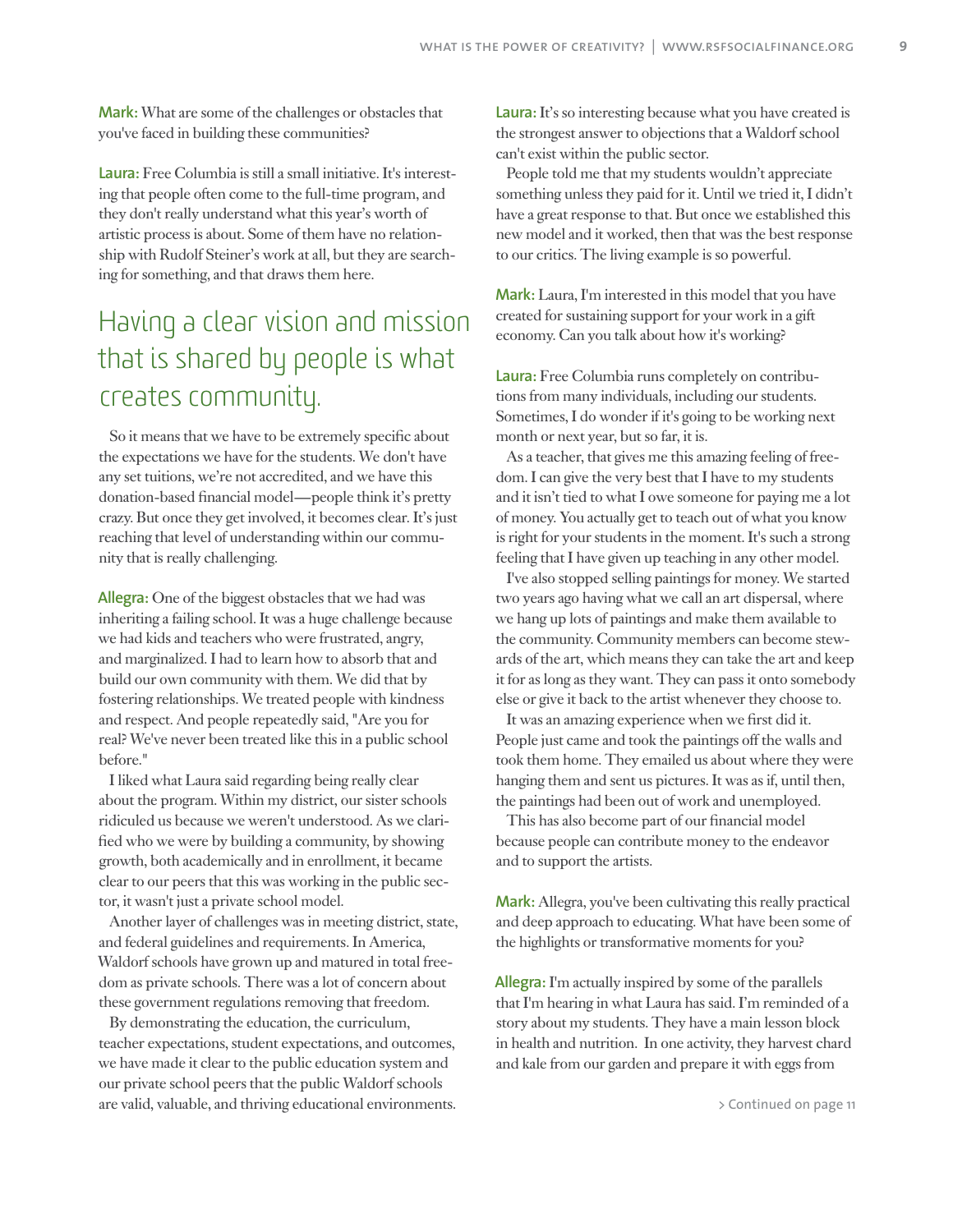**Mark:** What are some of the challenges or obstacles that you've faced in building these communities?

**Laura:** Free Columbia is still a small initiative. It's interesting that people often come to the full-time program, and they don't really understand what this year's worth of artistic process is about. Some of them have no relationship with Rudolf Steiner's work at all, but they are searching for something, and that draws them here.

## Having a clear vision and mission that is shared by people is what creates community.

So it means that we have to be extremely specific about the expectations we have for the students. We don't have any set tuitions, we're not accredited, and we have this donation-based financial model—people think it's pretty crazy. But once they get involved, it becomes clear. It's just reaching that level of understanding within our community that is really challenging.

**Allegra:** One of the biggest obstacles that we had was inheriting a failing school. It was a huge challenge because we had kids and teachers who were frustrated, angry, and marginalized. I had to learn how to absorb that and build our own community with them. We did that by fostering relationships. We treated people with kindness and respect. And people repeatedly said, "Are you for real? We've never been treated like this in a public school before."

I liked what Laura said regarding being really clear about the program. Within my district, our sister schools ridiculed us because we weren't understood. As we clarified who we were by building a community, by showing growth, both academically and in enrollment, it became clear to our peers that this was working in the public sector, it wasn't just a private school model.

Another layer of challenges was in meeting district, state, and federal guidelines and requirements. In America, Waldorf schools have grown up and matured in total freedom as private schools. There was a lot of concern about these government regulations removing that freedom.

By demonstrating the education, the curriculum, teacher expectations, student expectations, and outcomes, we have made it clear to the public education system and our private school peers that the public Waldorf schools are valid, valuable, and thriving educational environments.

**Laura:** It's so interesting because what you have created is the strongest answer to objections that a Waldorf school can't exist within the public sector.

People told me that my students wouldn't appreciate something unless they paid for it. Until we tried it, I didn't have a great response to that. But once we established this new model and it worked, then that was the best response to our critics. The living example is so powerful.

**Mark:** Laura, I'm interested in this model that you have created for sustaining support for your work in a gift economy. Can you talk about how it's working?

**Laura:** Free Columbia runs completely on contributions from many individuals, including our students. Sometimes, I do wonder if it's going to be working next month or next year, but so far, it is.

As a teacher, that gives me this amazing feeling of freedom. I can give the very best that I have to my students and it isn't tied to what I owe someone for paying me a lot of money. You actually get to teach out of what you know is right for your students in the moment. It's such a strong feeling that I have given up teaching in any other model.

I've also stopped selling paintings for money. We started two years ago having what we call an art dispersal, where we hang up lots of paintings and make them available to the community. Community members can become stewards of the art, which means they can take the art and keep it for as long as they want. They can pass it onto somebody else or give it back to the artist whenever they choose to.

It was an amazing experience when we first did it. People just came and took the paintings off the walls and took them home. They emailed us about where they were hanging them and sent us pictures. It was as if, until then, the paintings had been out of work and unemployed.

This has also become part of our financial model because people can contribute money to the endeavor and to support the artists.

**Mark:** Allegra, you've been cultivating this really practical and deep approach to educating. What have been some of the highlights or transformative moments for you?

**Allegra:** I'm actually inspired by some of the parallels that I'm hearing in what Laura has said. I'm reminded of a story about my students. They have a main lesson block in health and nutrition. In one activity, they harvest chard and kale from our garden and prepare it with eggs from

> Continued on page 11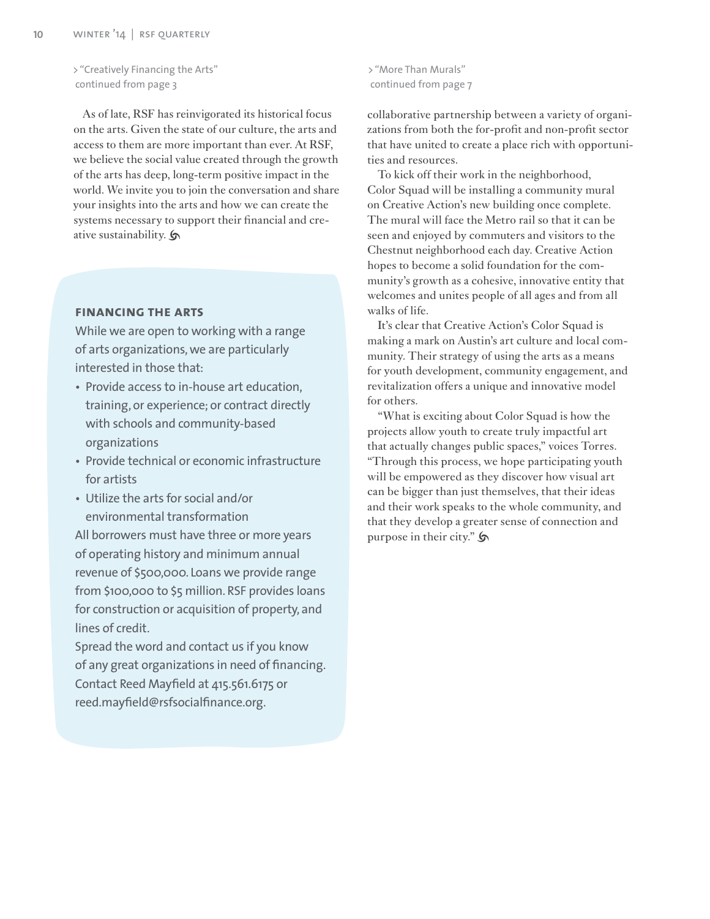> "Creatively Financing the Arts" continued from page 3

As of late, RSF has reinvigorated its historical focus on the arts. Given the state of our culture, the arts and access to them are more important than ever. At RSF, we believe the social value created through the growth of the arts has deep, long-term positive impact in the world. We invite you to join the conversation and share your insights into the arts and how we can create the systems necessary to support their financial and creative sustainability.

### FINANCING THE ARTS

While we are open to working with a range of arts organizations, we are particularly interested in those that:

- Provide access to in-house art education, training, or experience; or contract directly with schools and community-based organizations
- Provide technical or economic infrastructure for artists
- Utilize the arts for social and/or environmental transformation

All borrowers must have three or more years of operating history and minimum annual revenue of $500,000. Loans we provide range from $100,000 to $5 million. RSF provides loans for construction or acquisition of property, and lines of credit.

Spread the word and contact us if you know of any great organizations in need of financing. Contact Reed Mayfield at 415.561.6175 or reed.mayfield@rsfsocialfinance.org.

> "More Than Murals" continued from page 7

collaborative partnership between a variety of organizations from both the for-profit and non-profit sector that have united to create a place rich with opportunities and resources.

To kick off their work in the neighborhood, Color Squad will be installing a community mural on Creative Action's new building once complete. The mural will face the Metro rail so that it can be seen and enjoyed by commuters and visitors to the Chestnut neighborhood each day. Creative Action hopes to become a solid foundation for the community's growth as a cohesive, innovative entity that welcomes and unites people of all ages and from all walks of life.

It's clear that Creative Action's Color Squad is making a mark on Austin's art culture and local community. Their strategy of using the arts as a means for youth development, community engagement, and revitalization offers a unique and innovative model for others.

"What is exciting about Color Squad is how the projects allow youth to create truly impactful art that actually changes public spaces," voices Torres. "Through this process, we hope participating youth will be empowered as they discover how visual art can be bigger than just themselves, that their ideas and their work speaks to the whole community, and that they develop a greater sense of connection and purpose in their city."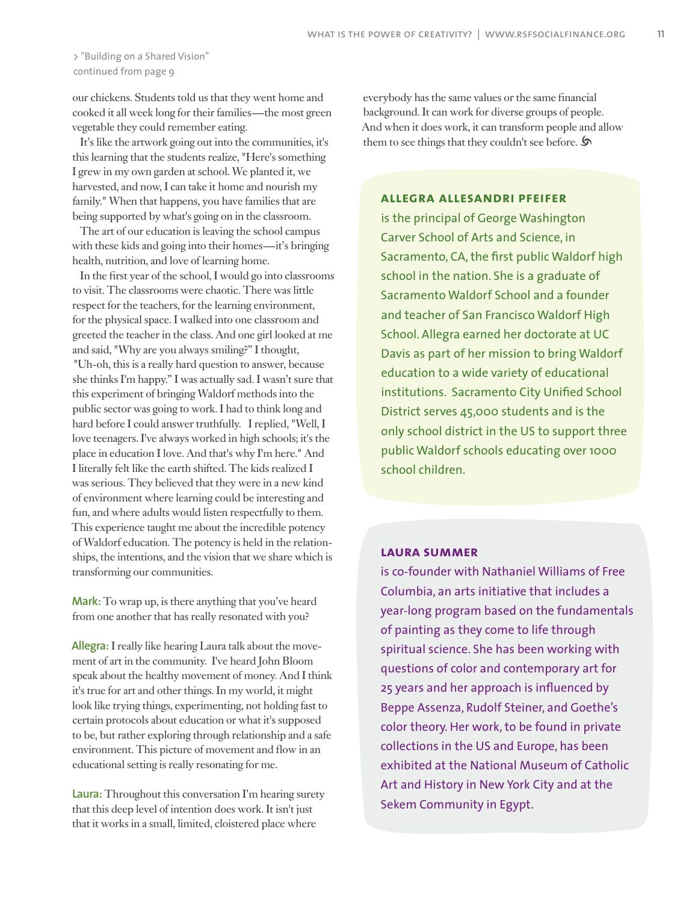> "Building on a Shared Vision" continued from page 9

our chickens. Students told us that they went home and cooked it all week long for their families—the most green vegetable they could remember eating.

It's like the artwork going out into the communities, it's this learning that the students realize, "Here's something I grew in my own garden at school. We planted it, we harvested, and now, I can take it home and nourish my family." When that happens, you have families that are being supported by what's going on in the classroom.

The art of our education is leaving the school campus with these kids and going into their homes—it's bringing health, nutrition, and love of learning home.

In the first year of the school, I would go into classrooms to visit. The classrooms were chaotic. There was little respect for the teachers, for the learning environment, for the physical space. I walked into one classroom and greeted the teacher in the class. And one girl looked at me and said, "Why are you always smiling?" I thought, "Uh-oh, this is a really hard question to answer, because she thinks I'm happy." I was actually sad. I wasn't sure that this experiment of bringing Waldorf methods into the public sector was going to work. I had to think long and hard before I could answer truthfully. I replied, "Well, I love teenagers. I've always worked in high schools; it's the place in education I love. And that's why I'm here." And I literally felt like the earth shifted. The kids realized I was serious. They believed that they were in a new kind of environment where learning could be interesting and fun, and where adults would listen respectfully to them. This experience taught me about the incredible potency of Waldorf education. The potency is held in the relationships, the intentions, and the vision that we share which is transforming our communities.

**Mark:** To wrap up, is there anything that you've heard from one another that has really resonated with you?

**Allegra:** I really like hearing Laura talk about the movement of art in the community. I've heard John Bloom speak about the healthy movement of money. And I think it's true for art and other things. In my world, it might look like trying things, experimenting, not holding fast to certain protocols about education or what it's supposed to be, but rather exploring through relationship and a safe environment. This picture of movement and flow in an educational setting is really resonating for me.

**Laura:** Throughout this conversation I'm hearing surety that this deep level of intention does work. It isn't just that it works in a small, limited, cloistered place where everybody has the same values or the same financial background. It can work for diverse groups of people. And when it does work, it can transform people and allow them to see things that they couldn't see before.

**ALLEGRA ALLESANDRI PFEIFER**

is the principal of George Washington Carver School of Arts and Science, in Sacramento, CA, the first public Waldorf high school in the nation. She is a graduate of Sacramento Waldorf School and a founder and teacher of San Francisco Waldorf High School. Allegra earned her doctorate at UC Davis as part of her mission to bring Waldorf education to a wide variety of educational institutions. Sacramento City Unified School District serves 45,000 students and is the only school district in the US to support three public Waldorf schools educating over 1000 school children.

**LAURA SUMMER**

is co-founder with Nathaniel Williams of Free Columbia, an arts initiative that includes a year-long program based on the fundamentals of painting as they come to life through spiritual science. She has been working with questions of color and contemporary art for 25 years and her approach is influenced by Beppe Assenza, Rudolf Steiner, and Goethe's color theory. Her work, to be found in private collections in the US and Europe, has been exhibited at the National Museum of Catholic Art and History in New York City and at the Sekem Community in Egypt.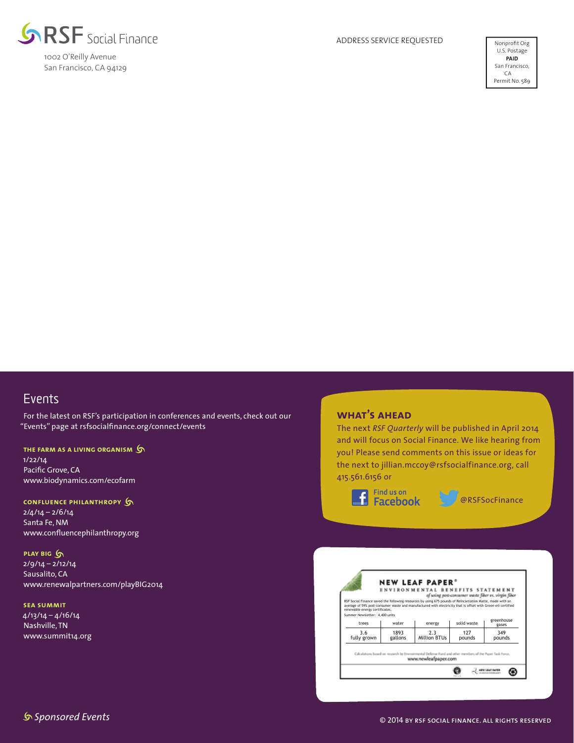RSF Social Finance

1002 O'Reilly Avenue
San Francisco, CA 94129

ADDRESS SERVICE REQUESTED

Nonprofit Org
U.S. Postage
**PAID**
San Francisco, CA
Permit No. 589

## Events

For the latest on RSF's participation in conferences and events, check out our "Events" page at rsfsocialfinance.org/connect/events

**THE FARM AS A LIVING ORGANISM**
1/22/14
Pacific Grove, CA
www.biodynamics.com/ecofarm

**CONFLUENCE PHILANTHROPY**
2/4/14 – 2/6/14
Santa Fe, NM
www.confluencephilanthropy.org

**PLAY BIG**
2/9/14 – 2/12/14
Sausalito, CA
www.renewalpartners.com/playBIG2014

**SEA SUMMIT**
4/13/14 – 4/16/14
Nashville, TN
www.summit14.org

*Sponsored Events*

## WHAT'S AHEAD

The next *RSF Quarterly* will be published in April 2014 and will focus on Social Finance. We like hearing from you! Please send comments on this issue or ideas for the next to jillian.mccoy@rsfsocialfinance.org, call 415.561.6156 or

Find us on Facebook

@RSFSocFinance

**NEW LEAF PAPER®**
**ENVIRONMENTAL BENEFITS STATEMENT**
*of using post-consumer waste fiber vs. virgin fiber*

RSF Social Finance saved the following resources by using 675 pounds of Reincarnation Matte, made with an average of 59% post-consumer waste and manufactured with electricity that is offset with Green-e® certified renewable energy certificates.

Summer Newsletter: 4,400 units

| trees | water | energy | solid waste | greenhouse gases |
|---|---|---|---|---|
| 3.6 fully grown | 1893 gallons | 2.3 Million BTUs | 127 pounds | 349 pounds |

Calculations based on research by Environmental Defense Fund and other members of the Paper Task Force.
www.newleafpaper.com

© 2014 BY RSF SOCIAL FINANCE. ALL RIGHTS RESERVED